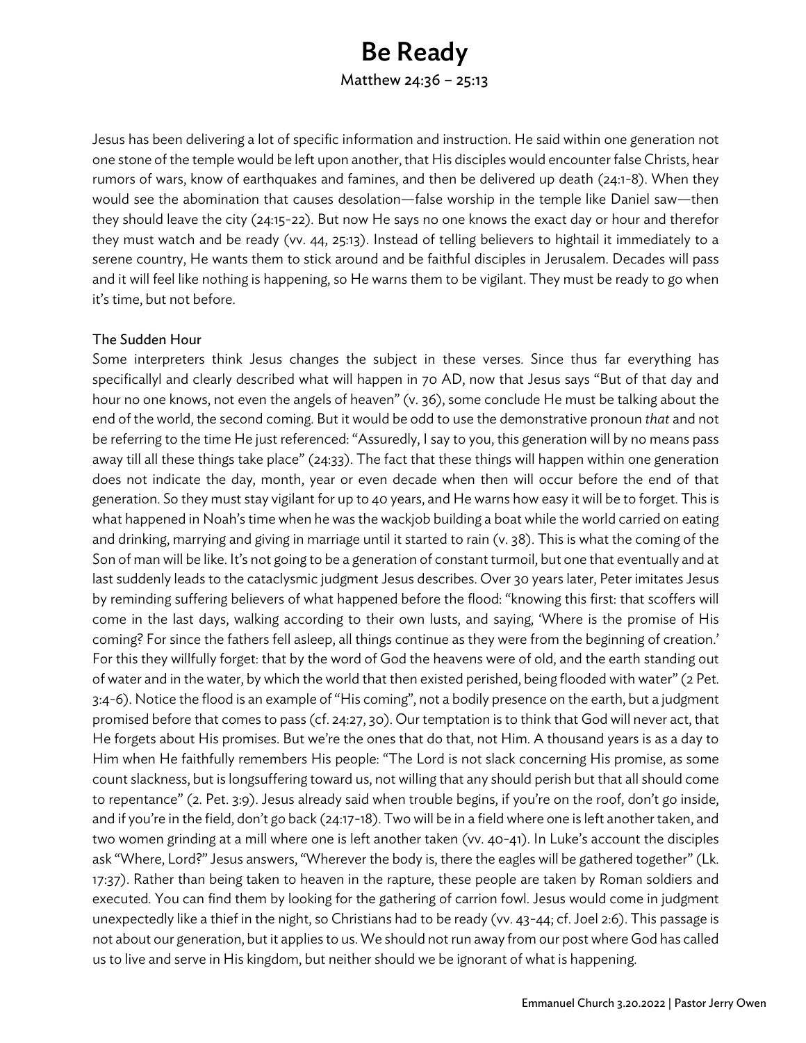# Be Ready

Matthew 24:36 – 25:13

Jesus has been delivering a lot of specific information and instruction. He said within one generation not one stone of the temple would be left upon another, that His disciples would encounter false Christs, hear rumors of wars, know of earthquakes and famines, and then be delivered up death (24:1-8). When they would see the abomination that causes desolation—false worship in the temple like Daniel saw—then they should leave the city (24:15-22). But now He says no one knows the exact day or hour and therefor they must watch and be ready (vv. 44, 25:13). Instead of telling believers to hightail it immediately to a serene country, He wants them to stick around and be faithful disciples in Jerusalem. Decades will pass and it will feel like nothing is happening, so He warns them to be vigilant. They must be ready to go when it's time, but not before.

## The Sudden Hour

Some interpreters think Jesus changes the subject in these verses. Since thus far everything has specificallyl and clearly described what will happen in 70 AD, now that Jesus says "But of that day and hour no one knows, not even the angels of heaven" (v. 36), some conclude He must be talking about the end of the world, the second coming. But it would be odd to use the demonstrative pronoun *that* and not be referring to the time He just referenced: "Assuredly, I say to you, this generation will by no means pass away till all these things take place" (24:33). The fact that these things will happen within one generation does not indicate the day, month, year or even decade when then will occur before the end of that generation. So they must stay vigilant for up to 40 years, and He warns how easy it will be to forget. This is what happened in Noah's time when he was the wackjob building a boat while the world carried on eating and drinking, marrying and giving in marriage until it started to rain (v. 38). This is what the coming of the Son of man will be like. It's not going to be a generation of constant turmoil, but one that eventually and at last suddenly leads to the cataclysmic judgment Jesus describes. Over 30 years later, Peter imitates Jesus by reminding suffering believers of what happened before the flood: "knowing this first: that scoffers will come in the last days, walking according to their own lusts, and saying, 'Where is the promise of His coming? For since the fathers fell asleep, all things continue as they were from the beginning of creation.' For this they willfully forget: that by the word of God the heavens were of old, and the earth standing out of water and in the water, by which the world that then existed perished, being flooded with water" (2 Pet. 3:4-6). Notice the flood is an example of "His coming", not a bodily presence on the earth, but a judgment promised before that comes to pass (cf. 24:27, 30). Our temptation is to think that God will never act, that He forgets about His promises. But we're the ones that do that, not Him. A thousand years is as a day to Him when He faithfully remembers His people: "The Lord is not slack concerning His promise, as some count slackness, but is longsuffering toward us, not willing that any should perish but that all should come to repentance" (2. Pet. 3:9). Jesus already said when trouble begins, if you're on the roof, don't go inside, and if you're in the field, don't go back (24:17-18). Two will be in a field where one is left another taken, and two women grinding at a mill where one is left another taken (vv. 40-41). In Luke's account the disciples ask "Where, Lord?" Jesus answers, "Wherever the body is, there the eagles will be gathered together" (Lk. 17:37). Rather than being taken to heaven in the rapture, these people are taken by Roman soldiers and executed. You can find them by looking for the gathering of carrion fowl. Jesus would come in judgment unexpectedly like a thief in the night, so Christians had to be ready (vv. 43-44; cf. Joel 2:6). This passage is not about our generation, but it applies to us. We should not run away from our post where God has called us to live and serve in His kingdom, but neither should we be ignorant of what is happening.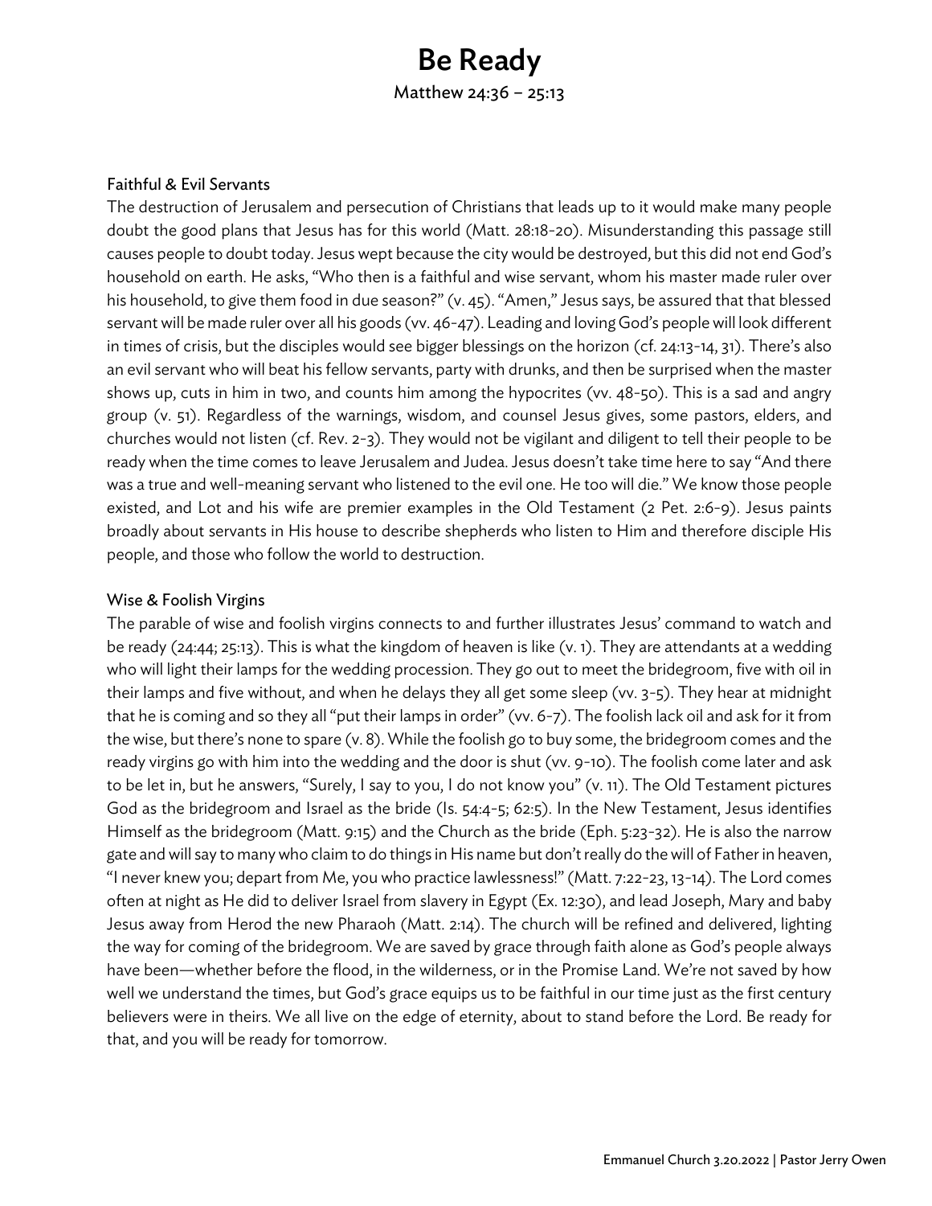# Be Ready

Matthew 24:36 – 25:13

## Faithful & Evil Servants

The destruction of Jerusalem and persecution of Christians that leads up to it would make many people doubt the good plans that Jesus has for this world (Matt. 28:18-20). Misunderstanding this passage still causes people to doubt today. Jesus wept because the city would be destroyed, but this did not end God's household on earth. He asks, "Who then is a faithful and wise servant, whom his master made ruler over his household, to give them food in due season?" (v. 45). "Amen," Jesus says, be assured that that blessed servant will be made ruler over all his goods (vv. 46-47). Leading and loving God's people will look different in times of crisis, but the disciples would see bigger blessings on the horizon (cf. 24:13-14, 31). There's also an evil servant who will beat his fellow servants, party with drunks, and then be surprised when the master shows up, cuts in him in two, and counts him among the hypocrites (vv. 48-50). This is a sad and angry group (v. 51). Regardless of the warnings, wisdom, and counsel Jesus gives, some pastors, elders, and churches would not listen (cf. Rev. 2-3). They would not be vigilant and diligent to tell their people to be ready when the time comes to leave Jerusalem and Judea. Jesus doesn't take time here to say "And there was a true and well-meaning servant who listened to the evil one. He too will die." We know those people existed, and Lot and his wife are premier examples in the Old Testament (2 Pet. 2:6-9). Jesus paints broadly about servants in His house to describe shepherds who listen to Him and therefore disciple His people, and those who follow the world to destruction.

## Wise & Foolish Virgins

The parable of wise and foolish virgins connects to and further illustrates Jesus' command to watch and be ready (24:44; 25:13). This is what the kingdom of heaven is like (v. 1). They are attendants at a wedding who will light their lamps for the wedding procession. They go out to meet the bridegroom, five with oil in their lamps and five without, and when he delays they all get some sleep (vv. 3-5). They hear at midnight that he is coming and so they all "put their lamps in order" (vv. 6-7). The foolish lack oil and ask for it from the wise, but there's none to spare (v. 8). While the foolish go to buy some, the bridegroom comes and the ready virgins go with him into the wedding and the door is shut (vv. 9-10). The foolish come later and ask to be let in, but he answers, "Surely, I say to you, I do not know you" (v. 11). The Old Testament pictures God as the bridegroom and Israel as the bride (Is. 54:4-5; 62:5). In the New Testament, Jesus identifies Himself as the bridegroom (Matt. 9:15) and the Church as the bride (Eph. 5:23-32). He is also the narrow gate and will say to many who claim to do things in His name but don't really do the will of Father in heaven, "I never knew you; depart from Me, you who practice lawlessness!" (Matt. 7:22-23, 13-14). The Lord comes often at night as He did to deliver Israel from slavery in Egypt (Ex. 12:30), and lead Joseph, Mary and baby Jesus away from Herod the new Pharaoh (Matt. 2:14). The church will be refined and delivered, lighting the way for coming of the bridegroom. We are saved by grace through faith alone as God's people always have been—whether before the flood, in the wilderness, or in the Promise Land. We're not saved by how well we understand the times, but God's grace equips us to be faithful in our time just as the first century believers were in theirs. We all live on the edge of eternity, about to stand before the Lord. Be ready for that, and you will be ready for tomorrow.

Emmanuel Church 3.20.2022 | Pastor Jerry Owen